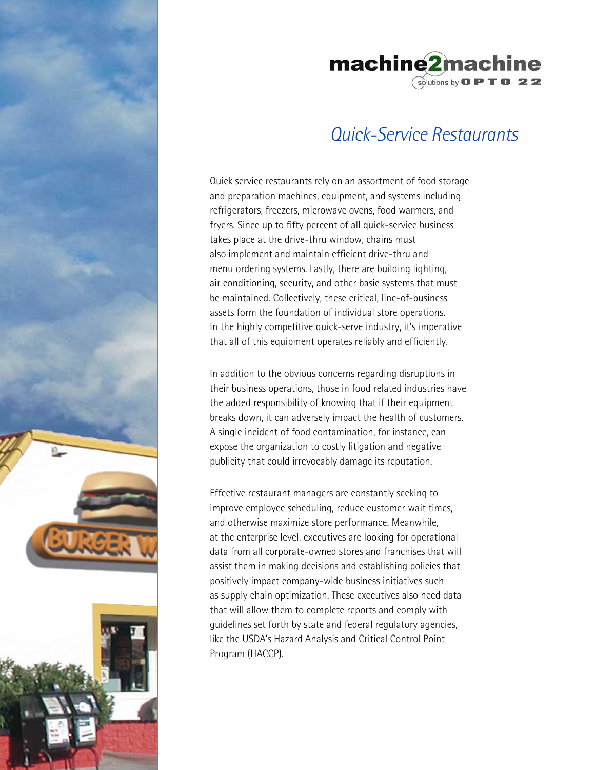machine2machine

solutions by OPTO 22

# Quick-Service Restaurants

Quick service restaurants rely on an assortment of food storage and preparation machines, equipment, and systems including refrigerators, freezers, microwave ovens, food warmers, and fryers. Since up to fifty percent of all quick-service business takes place at the drive-thru window, chains must also implement and maintain efficient drive-thru and menu ordering systems. Lastly, there are building lighting, air conditioning, security, and other basic systems that must be maintained. Collectively, these critical, line-of-business assets form the foundation of individual store operations. In the highly competitive quick-serve industry, it's imperative that all of this equipment operates reliably and efficiently.

In addition to the obvious concerns regarding disruptions in their business operations, those in food related industries have the added responsibility of knowing that if their equipment breaks down, it can adversely impact the health of customers. A single incident of food contamination, for instance, can expose the organization to costly litigation and negative publicity that could irrevocably damage its reputation.

Effective restaurant managers are constantly seeking to improve employee scheduling, reduce customer wait times, and otherwise maximize store performance. Meanwhile, at the enterprise level, executives are looking for operational data from all corporate-owned stores and franchises that will assist them in making decisions and establishing policies that positively impact company-wide business initiatives such as supply chain optimization. These executives also need data that will allow them to complete reports and comply with guidelines set forth by state and federal regulatory agencies, like the USDA's Hazard Analysis and Critical Control Point Program (HACCP).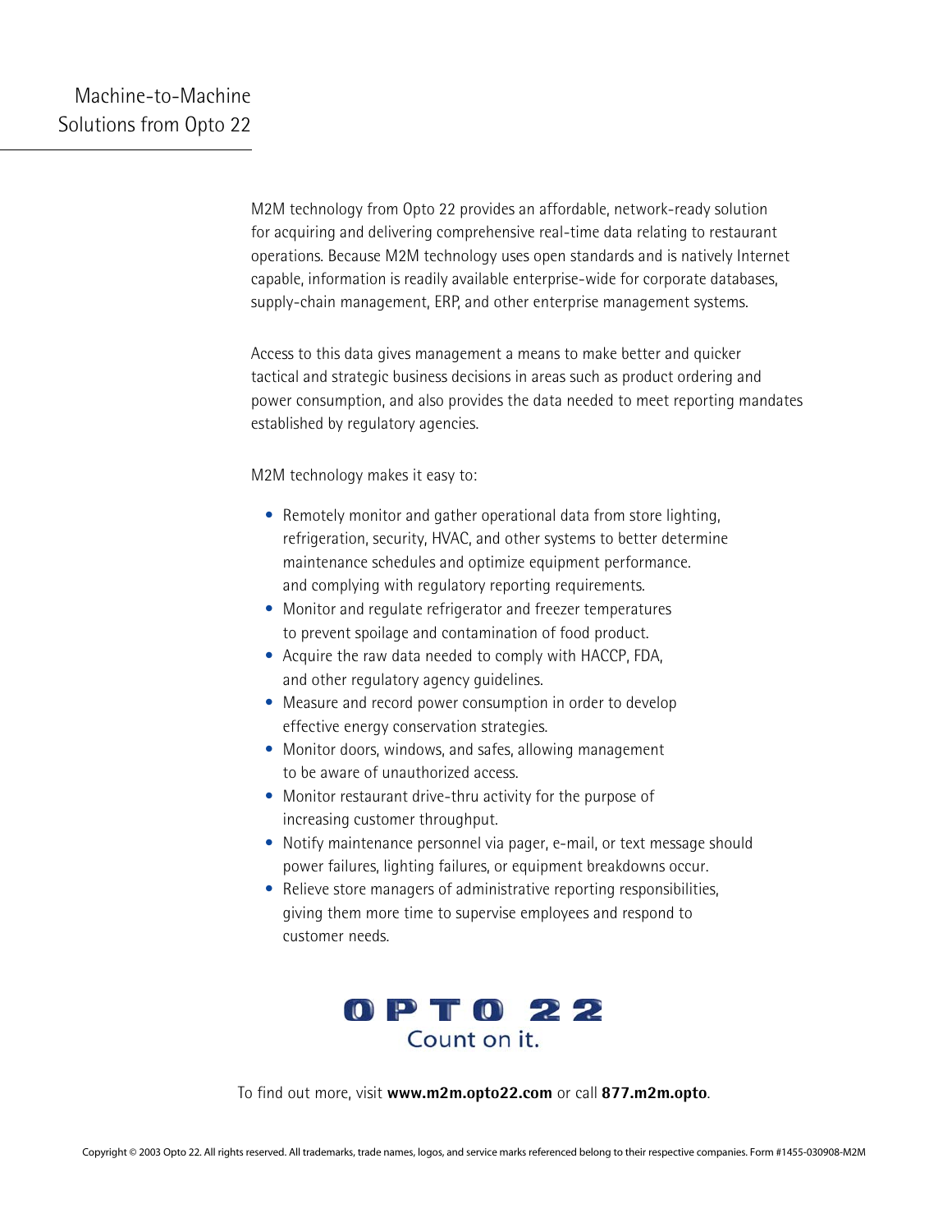## Machine-to-Machine Solutions from Opto 22

M2M technology from Opto 22 provides an affordable, network-ready solution for acquiring and delivering comprehensive real-time data relating to restaurant operations. Because M2M technology uses open standards and is natively Internet capable, information is readily available enterprise-wide for corporate databases, supply-chain management, ERP, and other enterprise management systems.

Access to this data gives management a means to make better and quicker tactical and strategic business decisions in areas such as product ordering and power consumption, and also provides the data needed to meet reporting mandates established by regulatory agencies.

M2M technology makes it easy to:

- Remotely monitor and gather operational data from store lighting, refrigeration, security, HVAC, and other systems to better determine maintenance schedules and optimize equipment performance. and complying with regulatory reporting requirements.
- Monitor and regulate refrigerator and freezer temperatures to prevent spoilage and contamination of food product.
- Acquire the raw data needed to comply with HACCP, FDA, and other regulatory agency guidelines.
- Measure and record power consumption in order to develop effective energy conservation strategies.
- Monitor doors, windows, and safes, allowing management to be aware of unauthorized access.
- Monitor restaurant drive-thru activity for the purpose of increasing customer throughput.
- Notify maintenance personnel via pager, e-mail, or text message should power failures, lighting failures, or equipment breakdowns occur.
- Relieve store managers of administrative reporting responsibilities, giving them more time to supervise employees and respond to customer needs.

OPTO 22
Count on it.

To find out more, visit **www.m2m.opto22.com** or call **877.m2m.opto**.

Copyright © 2003 Opto 22. All rights reserved. All trademarks, trade names, logos, and service marks referenced belong to their respective companies. Form #1455-030908-M2M